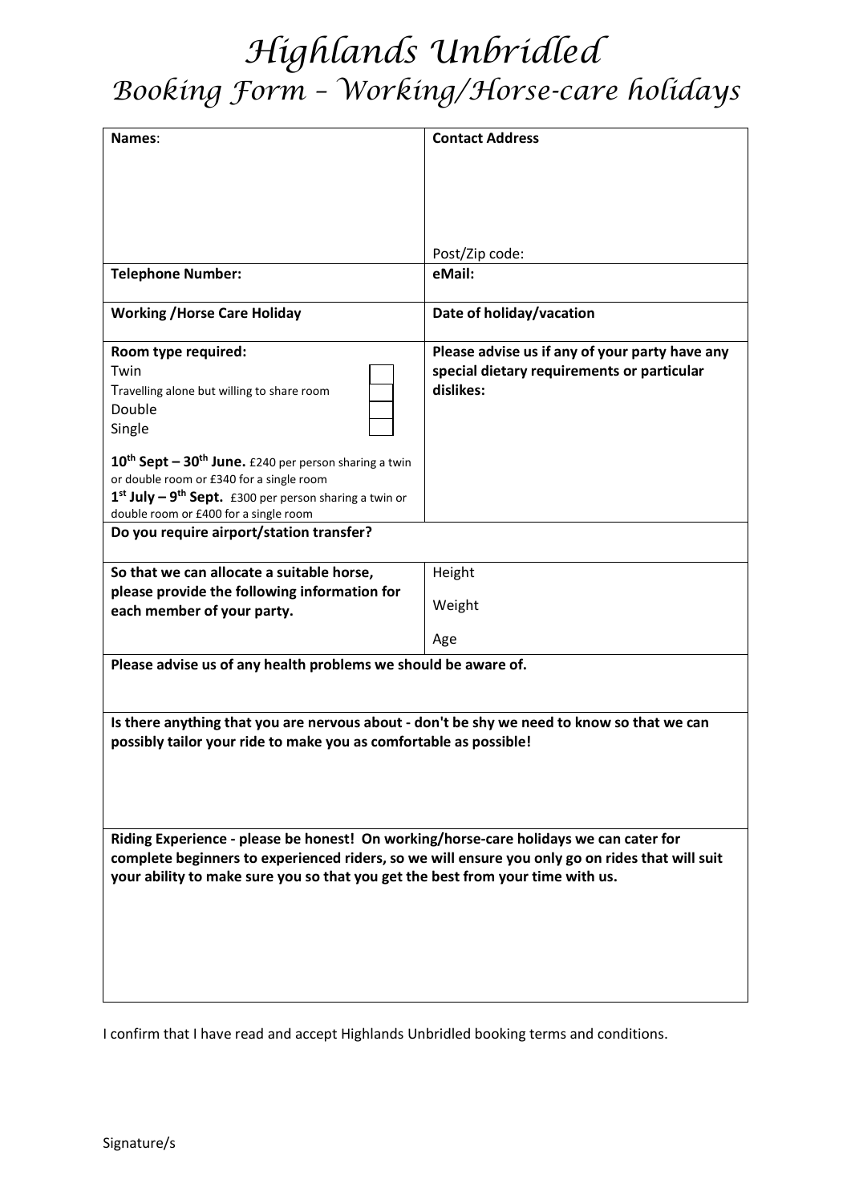# Highlands Unbridled

## Booking Form – Working/Horse-care holidays

| **Names**: | **Contact Address**<br><br><br><br><br>Post/Zip code: |
|---|---|
| **Telephone Number:** | **eMail:** |
| **Working /Horse Care Holiday** | **Date of holiday/vacation** |
| **Room type required:**<br>Twin ☐<br>Travelling alone but willing to share room ☐<br>Double ☐<br>Single ☐<br><br>**10th Sept – 30th June.** £240 per person sharing a twin or double room or £340 for a single room<br>**1st July – 9th Sept.** £300 per person sharing a twin or double room or £400 for a single room | **Please advise us if any of your party have any special dietary requirements or particular dislikes:** |
| **Do you require airport/station transfer?** | |
| **So that we can allocate a suitable horse, please provide the following information for each member of your party.** | Height<br>Weight<br>Age |
| **Please advise us of any health problems we should be aware of.** | |
| **Is there anything that you are nervous about - don't be shy we need to know so that we can possibly tailor your ride to make you as comfortable as possible!** | |
| **Riding Experience - please be honest! On working/horse-care holidays we can cater for complete beginners to experienced riders, so we will ensure you only go on rides that will suit your ability to make sure you so that you get the best from your time with us.** | |

I confirm that I have read and accept Highlands Unbridled booking terms and conditions.

Signature/s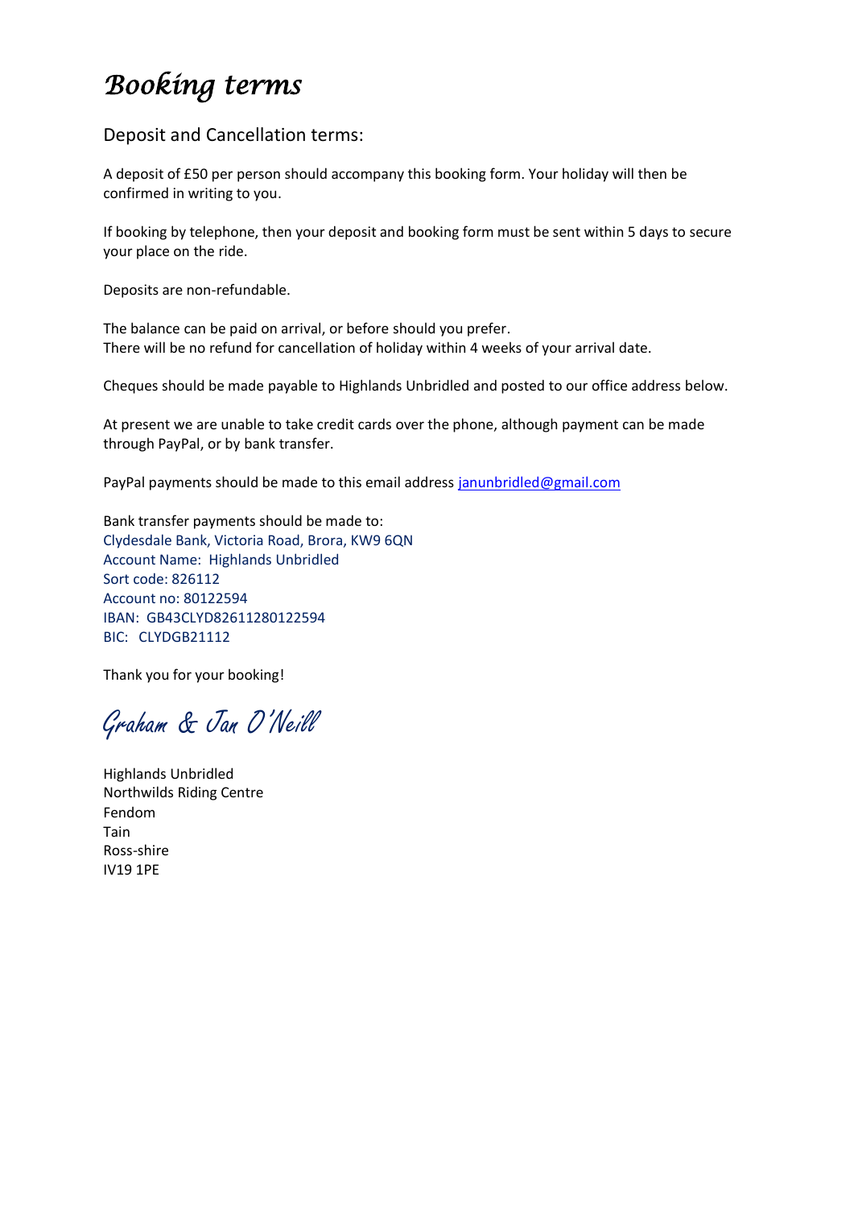# *Booking terms*

## Deposit and Cancellation terms:

A deposit of £50 per person should accompany this booking form. Your holiday will then be confirmed in writing to you.

If booking by telephone, then your deposit and booking form must be sent within 5 days to secure your place on the ride.

Deposits are non-refundable.

The balance can be paid on arrival, or before should you prefer.
There will be no refund for cancellation of holiday within 4 weeks of your arrival date.

Cheques should be made payable to Highlands Unbridled and posted to our office address below.

At present we are unable to take credit cards over the phone, although payment can be made through PayPal, or by bank transfer.

PayPal payments should be made to this email address janunbridled@gmail.com

Bank transfer payments should be made to:
Clydesdale Bank, Victoria Road, Brora, KW9 6QN
Account Name: Highlands Unbridled
Sort code: 826112
Account no: 80122594
IBAN: GB43CLYD82611280122594
BIC: CLYDGB21112

Thank you for your booking!

*Graham & Jan O'Neill*

Highlands Unbridled
Northwilds Riding Centre
Fendom
Tain
Ross-shire
IV19 1PE